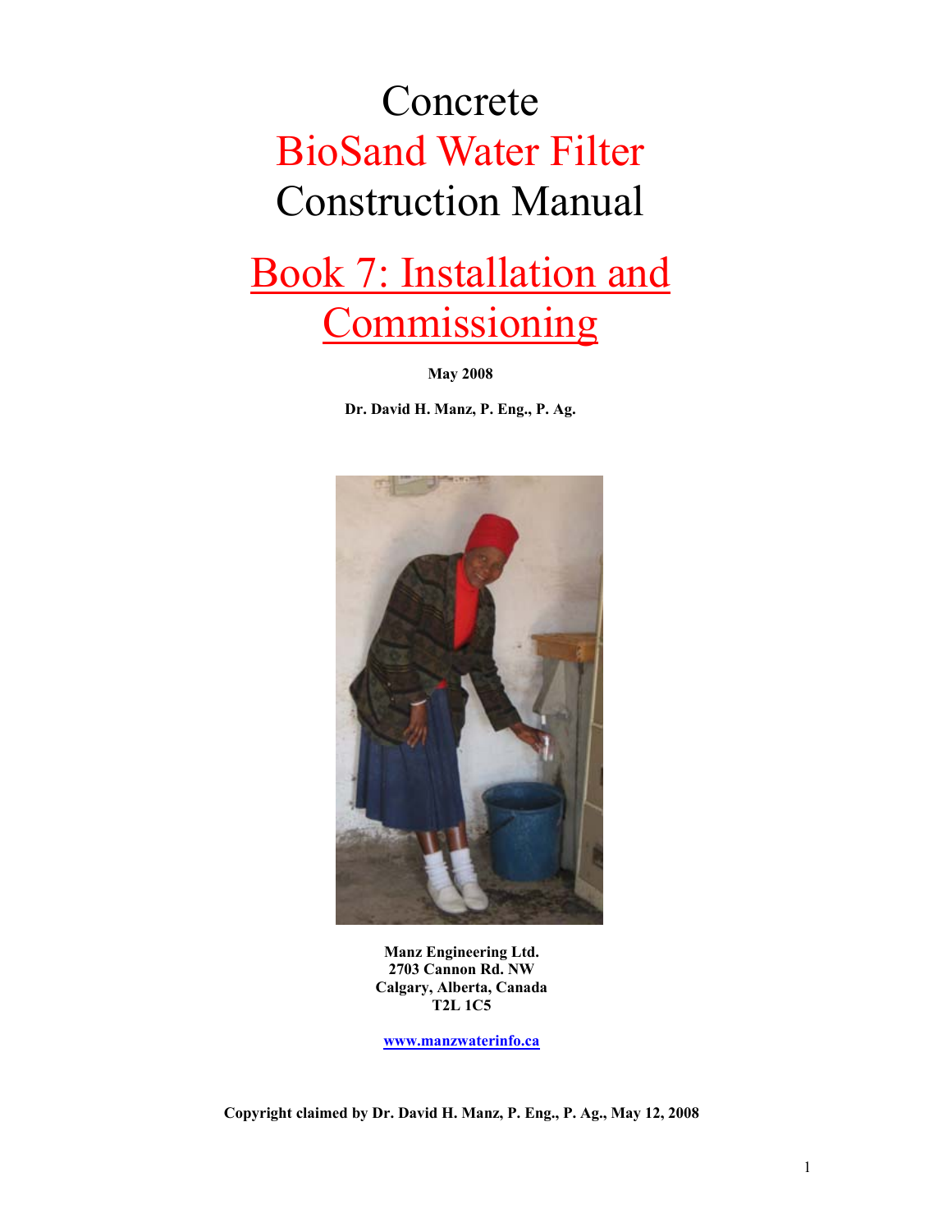# Concrete BioSand Water Filter Construction Manual

## Book 7: Installation and Commissioning

**May 2008**

**Dr. David H. Manz, P. Eng., P. Ag.**

**Manz Engineering Ltd.**
**2703 Cannon Rd. NW**
**Calgary, Alberta, Canada**
**T2L 1C5**

**www.manzwaterinfo.ca**

**Copyright claimed by Dr. David H. Manz, P. Eng., P. Ag., May 12, 2008**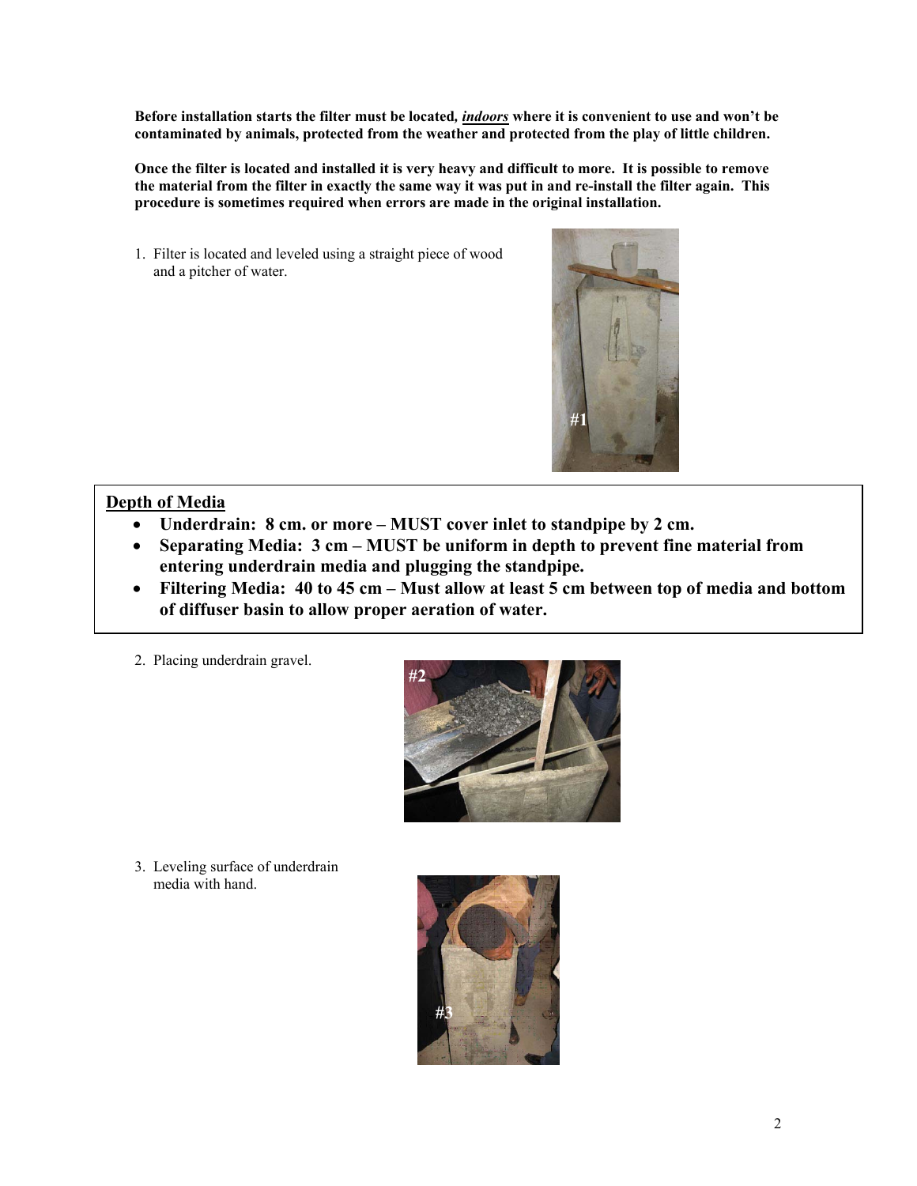**Before installation starts the filter must be located, _**indoors**_ where it is convenient to use and won't be contaminated by animals, protected from the weather and protected from the play of little children.**

**Once the filter is located and installed it is very heavy and difficult to more. It is possible to remove the material from the filter in exactly the same way it was put in and re-install the filter again. This procedure is sometimes required when errors are made in the original installation.**

1. Filter is located and leveled using a straight piece of wood and a pitcher of water.

#1

## Depth of Media

- **Underdrain: 8 cm. or more – MUST cover inlet to standpipe by 2 cm.**
- **Separating Media: 3 cm – MUST be uniform in depth to prevent fine material from entering underdrain media and plugging the standpipe.**
- **Filtering Media: 40 to 45 cm – Must allow at least 5 cm between top of media and bottom of diffuser basin to allow proper aeration of water.**

2. Placing underdrain gravel.

#2

3. Leveling surface of underdrain media with hand.

#3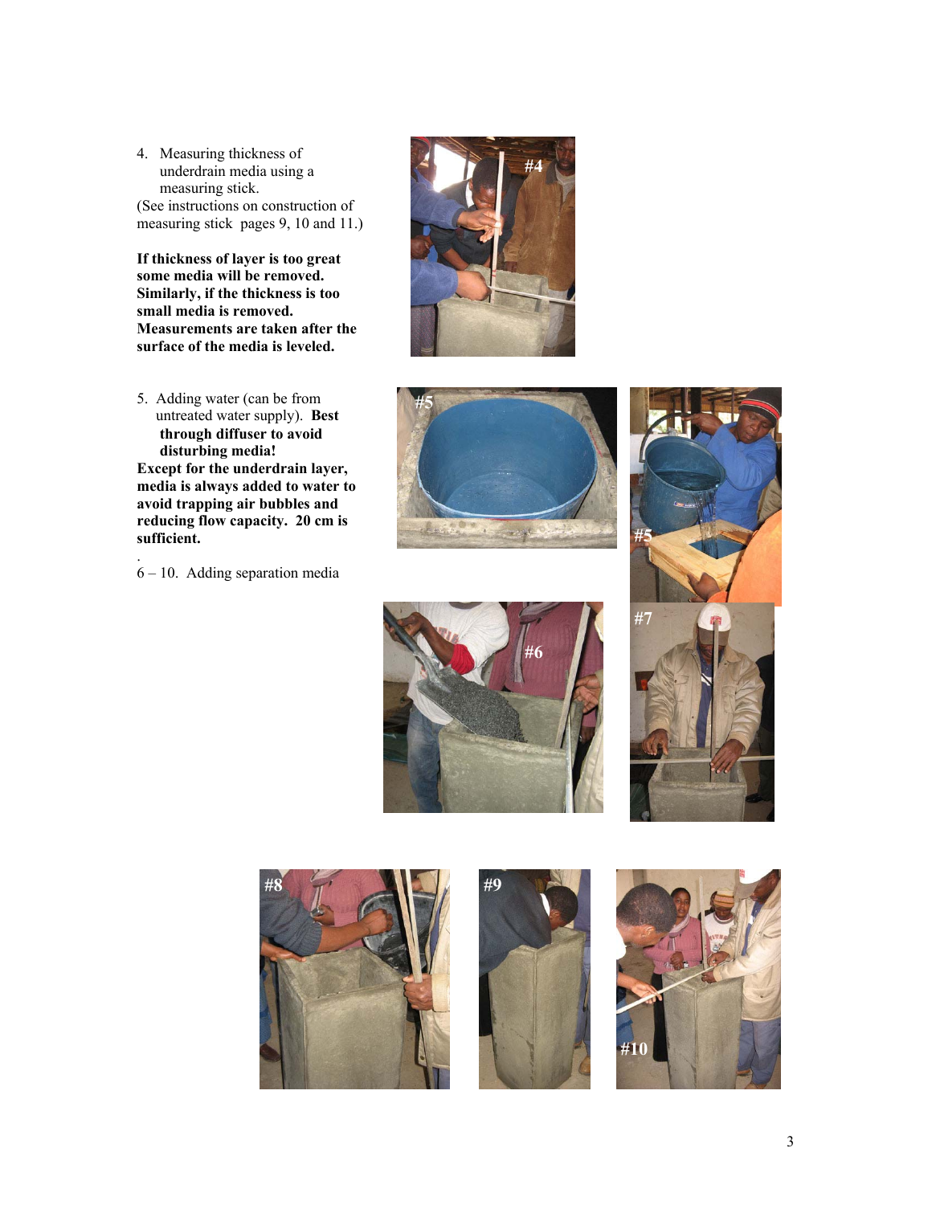4. Measuring thickness of underdrain media using a measuring stick.

(See instructions on construction of measuring stick pages 9, 10 and 11.)

**If thickness of layer is too great some media will be removed. Similarly, if the thickness is too small media is removed. Measurements are taken after the surface of the media is leveled.**

5. Adding water (can be from untreated water supply). **Best through diffuser to avoid disturbing media!**

**Except for the underdrain layer, media is always added to water to avoid trapping air bubbles and reducing flow capacity. 20 cm is sufficient.**

.

6 – 10. Adding separation media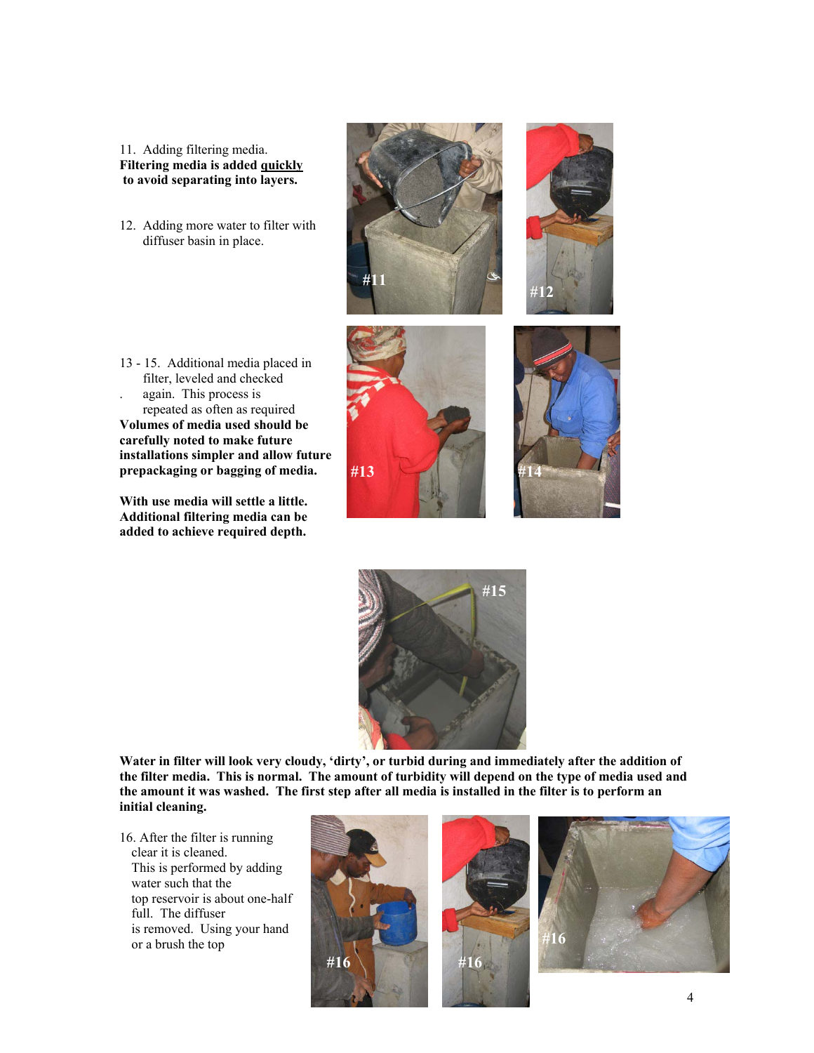11. Adding filtering media.
**Filtering media is added <u>quickly</u> to avoid separating into layers.**

12. Adding more water to filter with diffuser basin in place.

13 - 15. Additional media placed in filter, leveled and checked again. This process is repeated as often as required
**Volumes of media used should be carefully noted to make future installations simpler and allow future prepackaging or bagging of media.**

**With use media will settle a little. Additional filtering media can be added to achieve required depth.**

**Water in filter will look very cloudy, 'dirty', or turbid during and immediately after the addition of the filter media. This is normal. The amount of turbidity will depend on the type of media used and the amount it was washed. The first step after all media is installed in the filter is to perform an initial cleaning.**

16. After the filter is running clear it is cleaned. This is performed by adding water such that the top reservoir is about one-half full. The diffuser is removed. Using your hand or a brush the top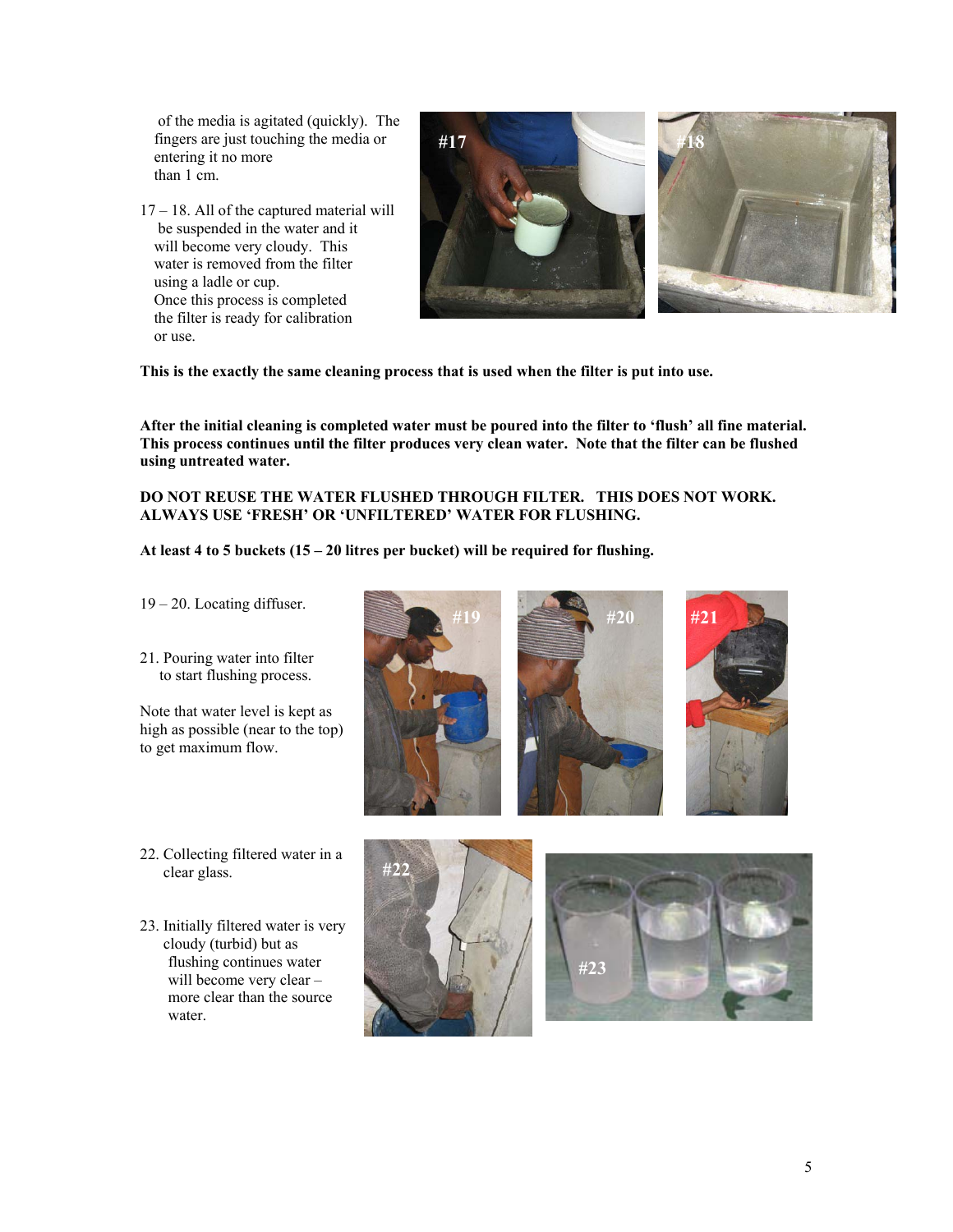of the media is agitated (quickly). The fingers are just touching the media or entering it no more than 1 cm.

17 – 18. All of the captured material will be suspended in the water and it will become very cloudy. This water is removed from the filter using a ladle or cup. Once this process is completed the filter is ready for calibration or use.

**This is the exactly the same cleaning process that is used when the filter is put into use.**

**After the initial cleaning is completed water must be poured into the filter to 'flush' all fine material. This process continues until the filter produces very clean water. Note that the filter can be flushed using untreated water.**

**DO NOT REUSE THE WATER FLUSHED THROUGH FILTER. THIS DOES NOT WORK. ALWAYS USE 'FRESH' OR 'UNFILTERED' WATER FOR FLUSHING.**

**At least 4 to 5 buckets (15 – 20 litres per bucket) will be required for flushing.**

19 – 20. Locating diffuser.

21. Pouring water into filter to start flushing process.

Note that water level is kept as high as possible (near to the top) to get maximum flow.

22. Collecting filtered water in a clear glass.

23. Initially filtered water is very cloudy (turbid) but as flushing continues water will become very clear – more clear than the source water.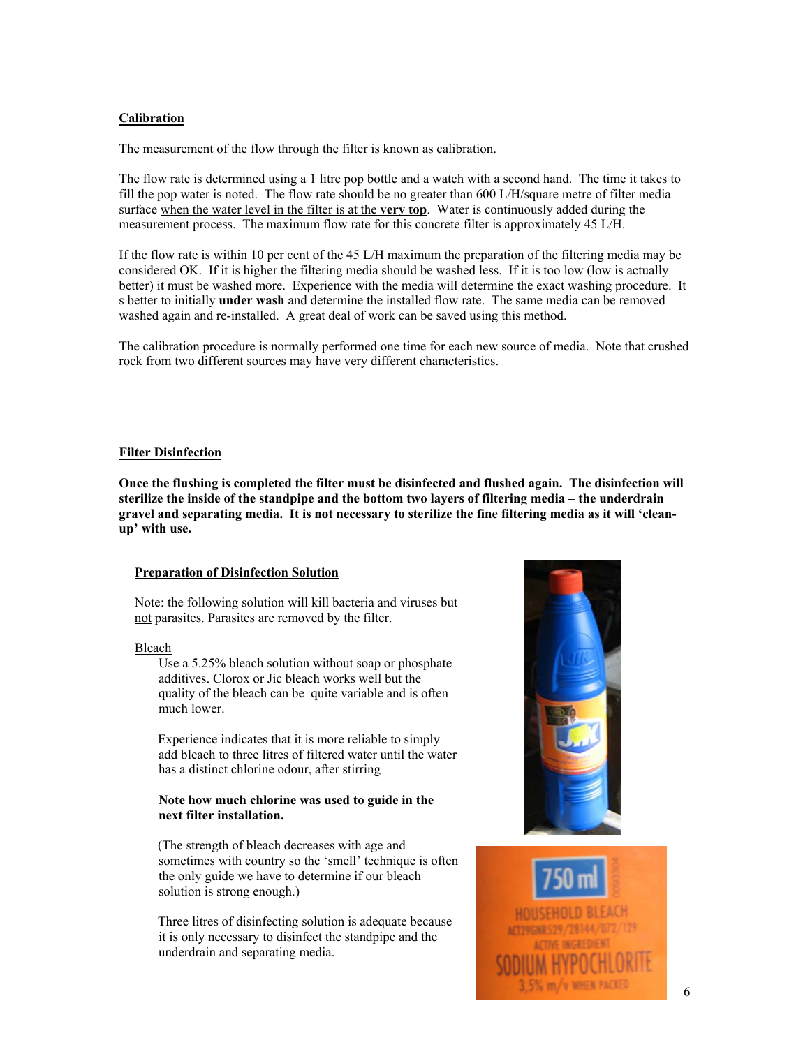## Calibration

The measurement of the flow through the filter is known as calibration.

The flow rate is determined using a 1 litre pop bottle and a watch with a second hand. The time it takes to fill the pop water is noted. The flow rate should be no greater than 600 L/H/square metre of filter media surface when the water level in the filter is at the **very top**. Water is continuously added during the measurement process. The maximum flow rate for this concrete filter is approximately 45 L/H.

If the flow rate is within 10 per cent of the 45 L/H maximum the preparation of the filtering media may be considered OK. If it is higher the filtering media should be washed less. If it is too low (low is actually better) it must be washed more. Experience with the media will determine the exact washing procedure. It s better to initially **under wash** and determine the installed flow rate. The same media can be removed washed again and re-installed. A great deal of work can be saved using this method.

The calibration procedure is normally performed one time for each new source of media. Note that crushed rock from two different sources may have very different characteristics.

## Filter Disinfection

**Once the flushing is completed the filter must be disinfected and flushed again. The disinfection will sterilize the inside of the standpipe and the bottom two layers of filtering media – the underdrain gravel and separating media. It is not necessary to sterilize the fine filtering media as it will 'clean-up' with use.**

### Preparation of Disinfection Solution

Note: the following solution will kill bacteria and viruses but not parasites. Parasites are removed by the filter.

Bleach

Use a 5.25% bleach solution without soap or phosphate additives. Clorox or Jic bleach works well but the quality of the bleach can be quite variable and is often much lower.

Experience indicates that it is more reliable to simply add bleach to three litres of filtered water until the water has a distinct chlorine odour, after stirring

**Note how much chlorine was used to guide in the next filter installation.**

(The strength of bleach decreases with age and sometimes with country so the 'smell' technique is often the only guide we have to determine if our bleach solution is strong enough.)

Three litres of disinfecting solution is adequate because it is only necessary to disinfect the standpipe and the underdrain and separating media.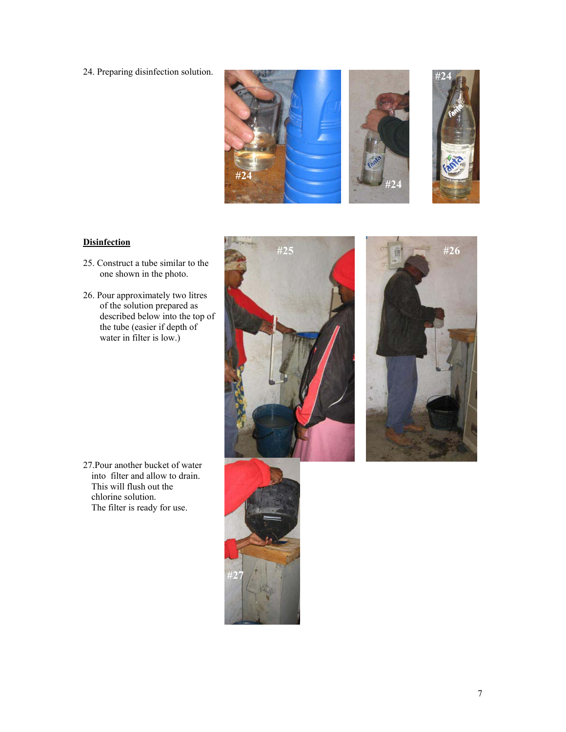24. Preparing disinfection solution.

**Disinfection**

25. Construct a tube similar to the one shown in the photo.

26. Pour approximately two litres of the solution prepared as described below into the top of the tube (easier if depth of water in filter is low.)

27. Pour another bucket of water into filter and allow to drain. This will flush out the chlorine solution. The filter is ready for use.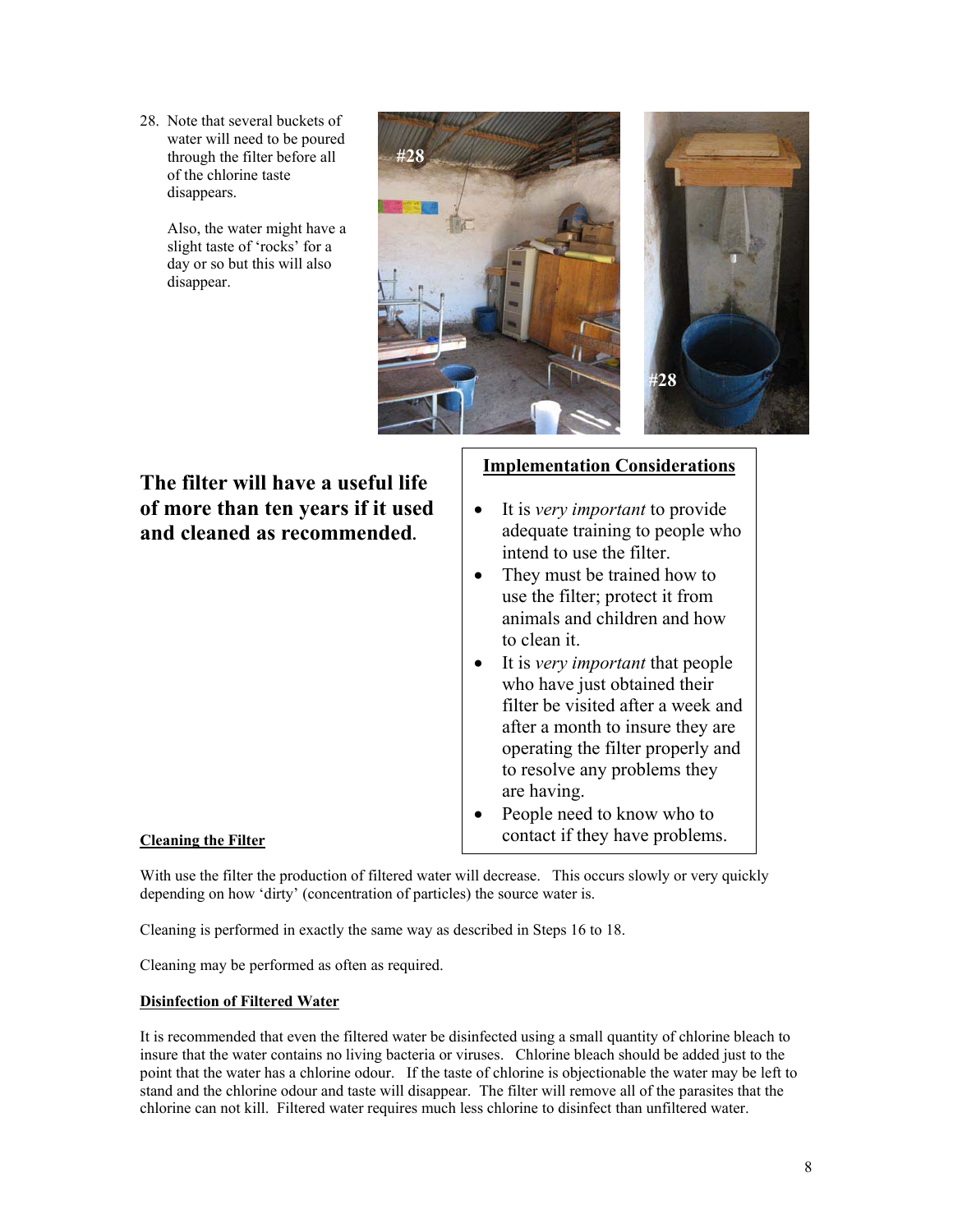28. Note that several buckets of water will need to be poured through the filter before all of the chlorine taste disappears.

    Also, the water might have a slight taste of 'rocks' for a day or so but this will also disappear.

**The filter will have a useful life of more than ten years if it used and cleaned as recommended.**

**Implementation Considerations**

- It is *very important* to provide adequate training to people who intend to use the filter.
- They must be trained how to use the filter; protect it from animals and children and how to clean it.
- It is *very important* that people who have just obtained their filter be visited after a week and after a month to insure they are operating the filter properly and to resolve any problems they are having.
- People need to know who to contact if they have problems.

**Cleaning the Filter**

With use the filter the production of filtered water will decrease. This occurs slowly or very quickly depending on how 'dirty' (concentration of particles) the source water is.

Cleaning is performed in exactly the same way as described in Steps 16 to 18.

Cleaning may be performed as often as required.

**Disinfection of Filtered Water**

It is recommended that even the filtered water be disinfected using a small quantity of chlorine bleach to insure that the water contains no living bacteria or viruses. Chlorine bleach should be added just to the point that the water has a chlorine odour. If the taste of chlorine is objectionable the water may be left to stand and the chlorine odour and taste will disappear. The filter will remove all of the parasites that the chlorine can not kill. Filtered water requires much less chlorine to disinfect than unfiltered water.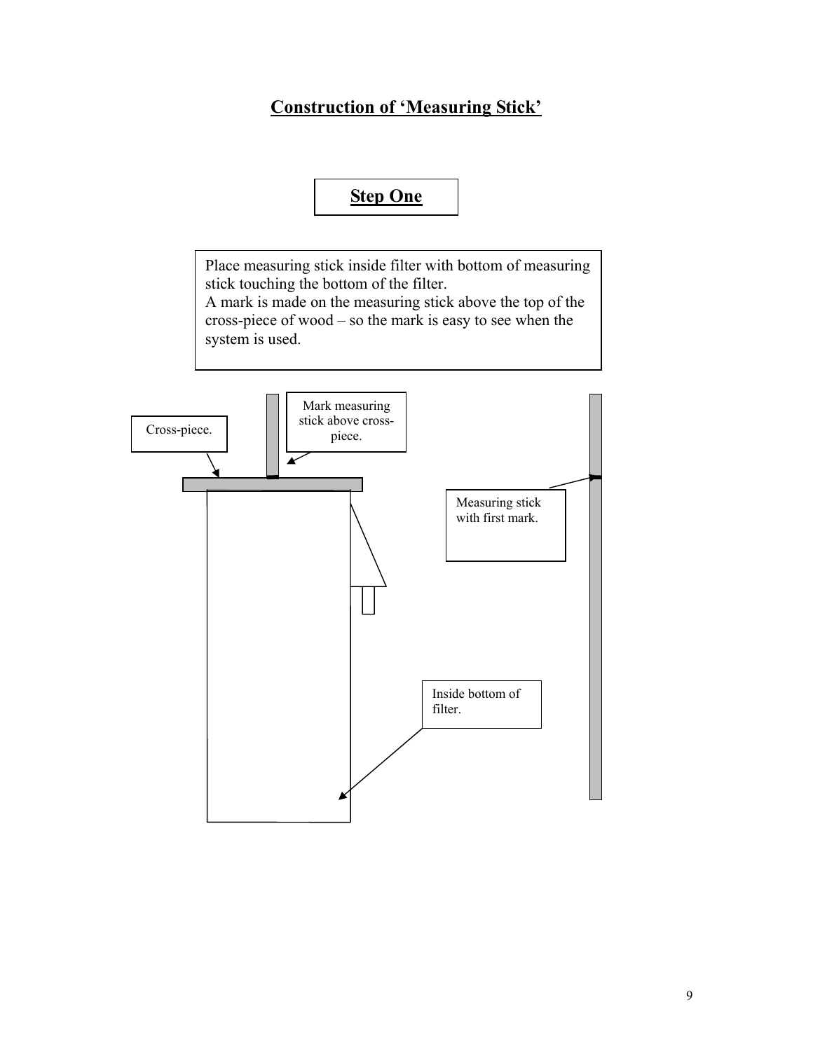# Construction of 'Measuring Stick'

## Step One

Place measuring stick inside filter with bottom of measuring stick touching the bottom of the filter.
A mark is made on the measuring stick above the top of the cross-piece of wood – so the mark is easy to see when the system is used.

Cross-piece.

Mark measuring stick above cross-piece.

Measuring stick with first mark.

Inside bottom of filter.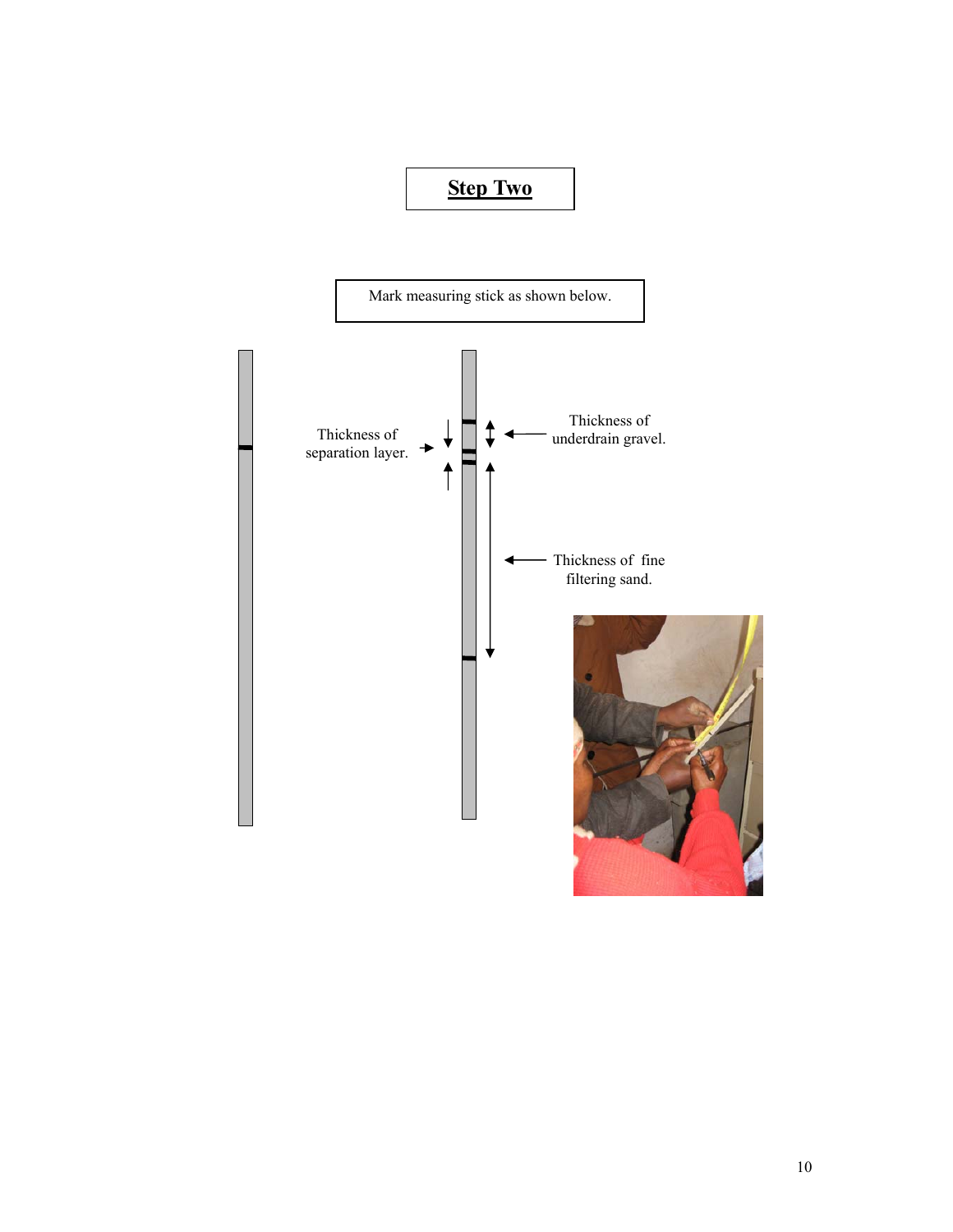# Step Two

Mark measuring stick as shown below.

Thickness of separation layer.

Thickness of underdrain gravel.

Thickness of fine filtering sand.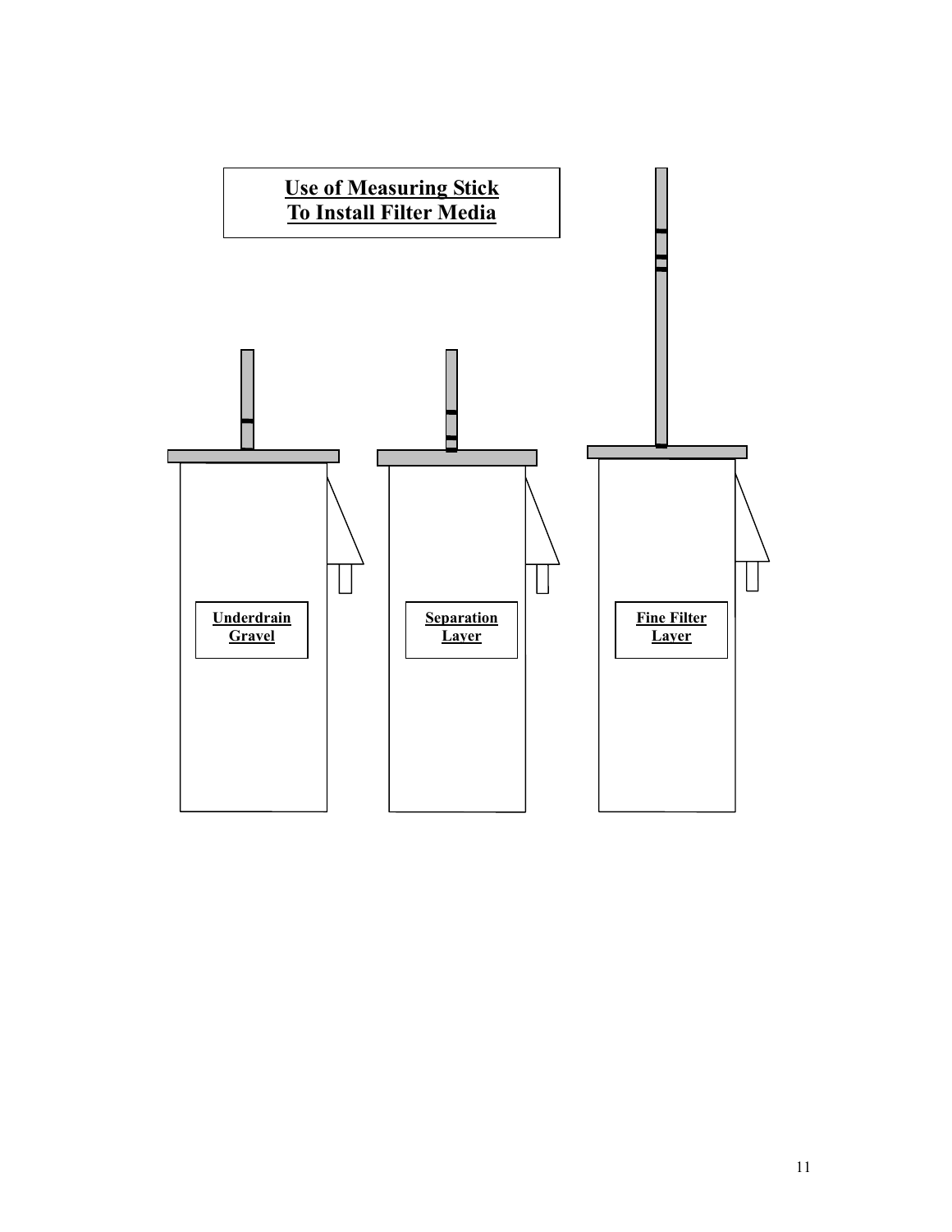**Use of Measuring Stick**
**To Install Filter Media**

**Underdrain Gravel**

**Separation Layer**

**Fine Filter Layer**